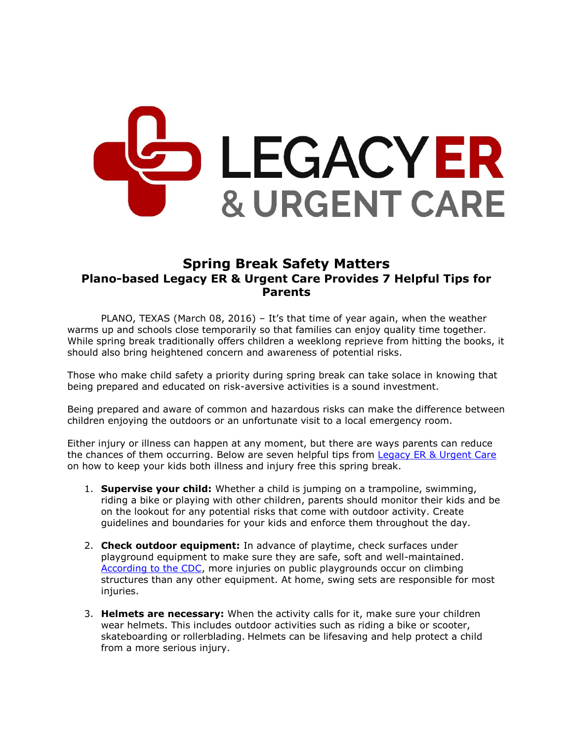LEGACY ER & URGENT CARE

# Spring Break Safety Matters

## Plano-based Legacy ER & Urgent Care Provides 7 Helpful Tips for Parents

PLANO, TEXAS (March 08, 2016) – It's that time of year again, when the weather warms up and schools close temporarily so that families can enjoy quality time together. While spring break traditionally offers children a weeklong reprieve from hitting the books, it should also bring heightened concern and awareness of potential risks.

Those who make child safety a priority during spring break can take solace in knowing that being prepared and educated on risk-aversive activities is a sound investment.

Being prepared and aware of common and hazardous risks can make the difference between children enjoying the outdoors or an unfortunate visit to a local emergency room.

Either injury or illness can happen at any moment, but there are ways parents can reduce the chances of them occurring. Below are seven helpful tips from Legacy ER & Urgent Care on how to keep your kids both illness and injury free this spring break.

1. **Supervise your child:** Whether a child is jumping on a trampoline, swimming, riding a bike or playing with other children, parents should monitor their kids and be on the lookout for any potential risks that come with outdoor activity. Create guidelines and boundaries for your kids and enforce them throughout the day.

2. **Check outdoor equipment:** In advance of playtime, check surfaces under playground equipment to make sure they are safe, soft and well-maintained. According to the CDC, more injuries on public playgrounds occur on climbing structures than any other equipment. At home, swing sets are responsible for most injuries.

3. **Helmets are necessary:** When the activity calls for it, make sure your children wear helmets. This includes outdoor activities such as riding a bike or scooter, skateboarding or rollerblading. Helmets can be lifesaving and help protect a child from a more serious injury.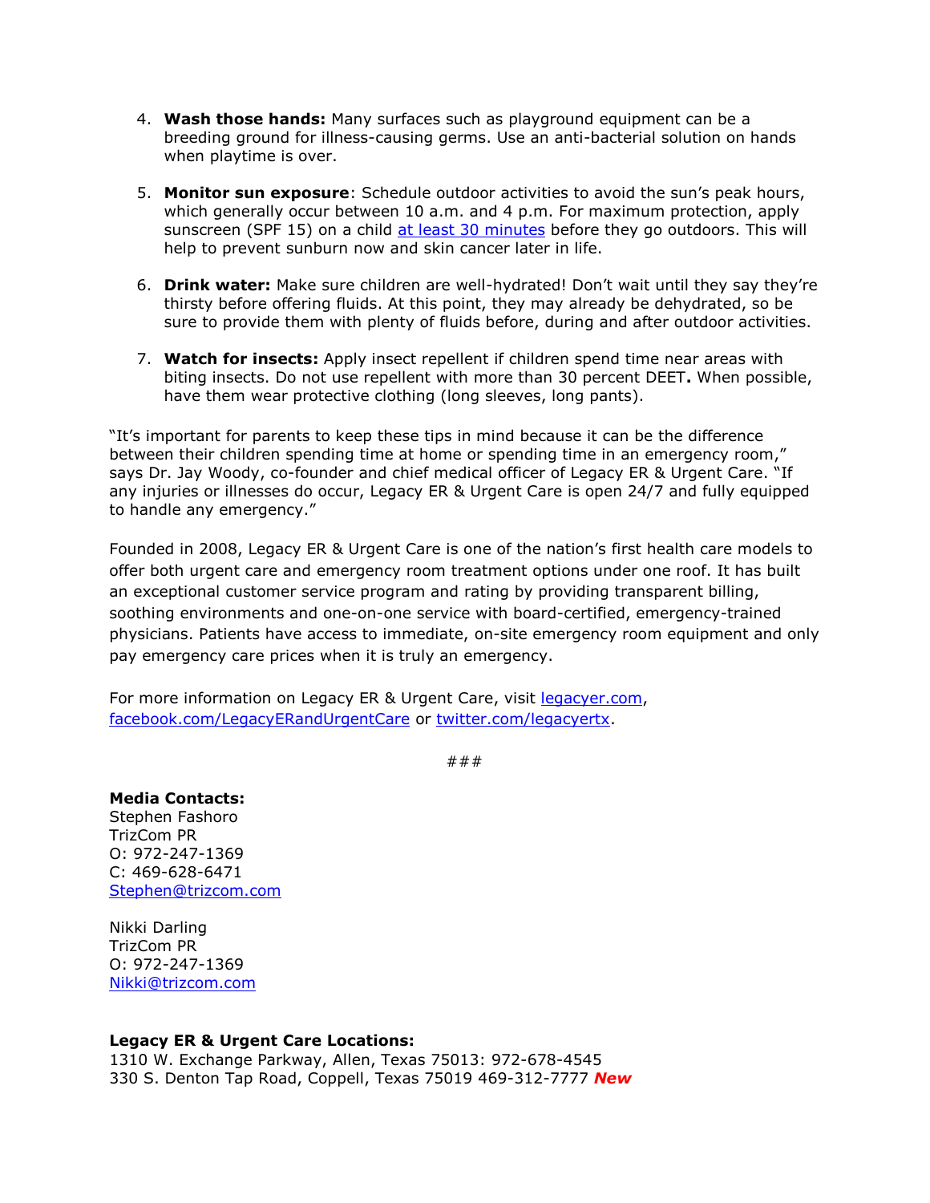4. **Wash those hands:** Many surfaces such as playground equipment can be a breeding ground for illness-causing germs. Use an anti-bacterial solution on hands when playtime is over.

5. **Monitor sun exposure**: Schedule outdoor activities to avoid the sun's peak hours, which generally occur between 10 a.m. and 4 p.m. For maximum protection, apply sunscreen (SPF 15) on a child at least 30 minutes before they go outdoors. This will help to prevent sunburn now and skin cancer later in life.

6. **Drink water:** Make sure children are well-hydrated! Don't wait until they say they're thirsty before offering fluids. At this point, they may already be dehydrated, so be sure to provide them with plenty of fluids before, during and after outdoor activities.

7. **Watch for insects:** Apply insect repellent if children spend time near areas with biting insects. Do not use repellent with more than 30 percent DEET**.** When possible, have them wear protective clothing (long sleeves, long pants).

"It's important for parents to keep these tips in mind because it can be the difference between their children spending time at home or spending time in an emergency room," says Dr. Jay Woody, co-founder and chief medical officer of Legacy ER & Urgent Care. "If any injuries or illnesses do occur, Legacy ER & Urgent Care is open 24/7 and fully equipped to handle any emergency."

Founded in 2008, Legacy ER & Urgent Care is one of the nation's first health care models to offer both urgent care and emergency room treatment options under one roof. It has built an exceptional customer service program and rating by providing transparent billing, soothing environments and one-on-one service with board-certified, emergency-trained physicians. Patients have access to immediate, on-site emergency room equipment and only pay emergency care prices when it is truly an emergency.

For more information on Legacy ER & Urgent Care, visit legacyer.com, facebook.com/LegacyERandUrgentCare or twitter.com/legacyertx.

###

**Media Contacts:**
Stephen Fashoro
TrizCom PR
O: 972-247-1369
C: 469-628-6471
Stephen@trizcom.com

Nikki Darling
TrizCom PR
O: 972-247-1369
Nikki@trizcom.com

**Legacy ER & Urgent Care Locations:**
1310 W. Exchange Parkway, Allen, Texas 75013: 972-678-4545
330 S. Denton Tap Road, Coppell, Texas 75019 469-312-7777 ***New***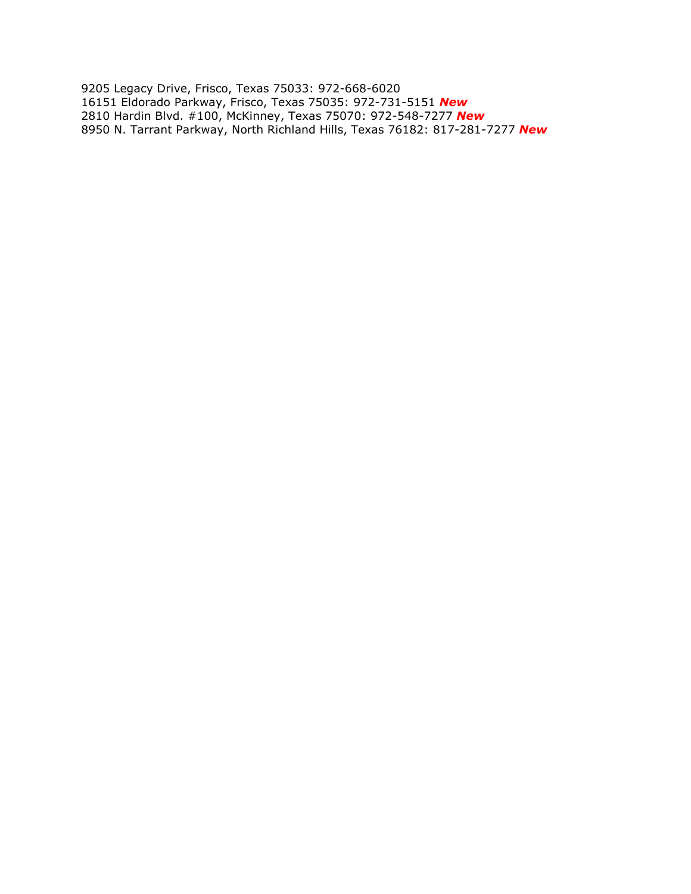9205 Legacy Drive, Frisco, Texas 75033: 972-668-6020
16151 Eldorado Parkway, Frisco, Texas 75035: 972-731-5151 ***New***
2810 Hardin Blvd. #100, McKinney, Texas 75070: 972-548-7277 ***New***
8950 N. Tarrant Parkway, North Richland Hills, Texas 76182: 817-281-7277 ***New***